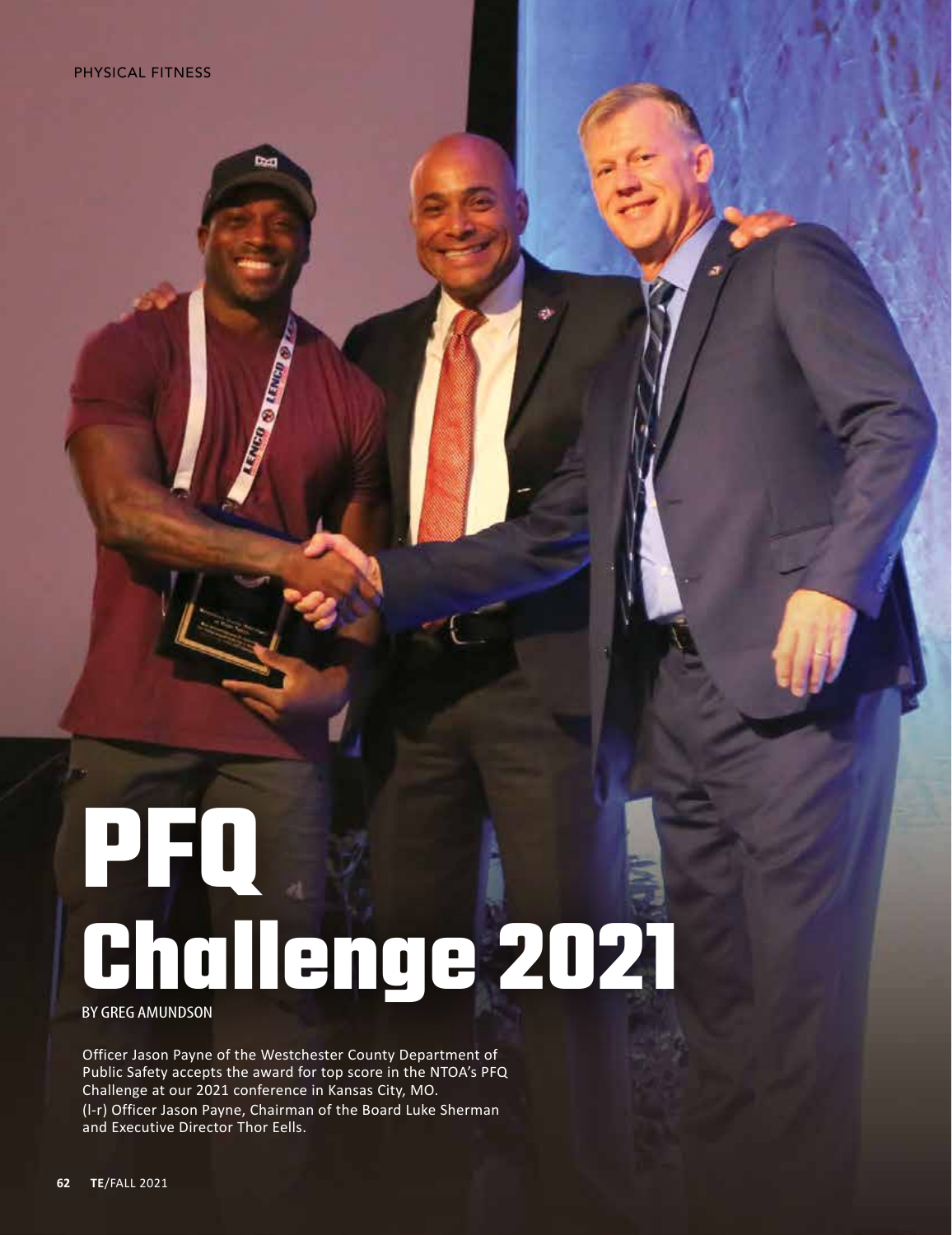PHYSICAL FITNESS

# PFQ Challenge 2021

BY GREG AMUNDSON

Officer Jason Payne of the Westchester County Department of Public Safety accepts the award for top score in the NTOA's PFQ Challenge at our 2021 conference in Kansas City, MO.
(l-r) Officer Jason Payne, Chairman of the Board Luke Sherman and Executive Director Thor Eells.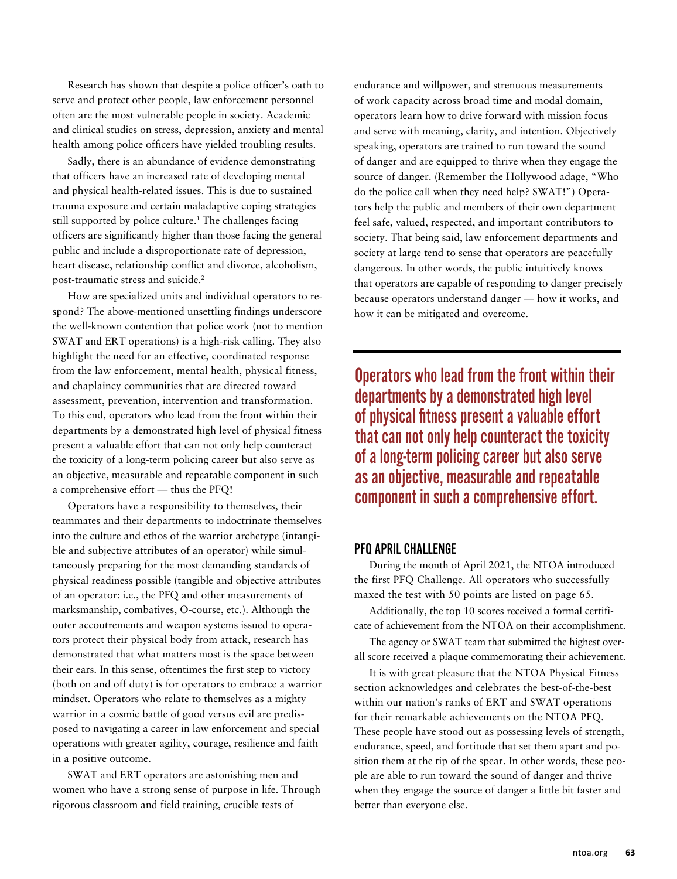Research has shown that despite a police officer's oath to serve and protect other people, law enforcement personnel often are the most vulnerable people in society. Academic and clinical studies on stress, depression, anxiety and mental health among police officers have yielded troubling results.

Sadly, there is an abundance of evidence demonstrating that officers have an increased rate of developing mental and physical health-related issues. This is due to sustained trauma exposure and certain maladaptive coping strategies still supported by police culture.[1] The challenges facing officers are significantly higher than those facing the general public and include a disproportionate rate of depression, heart disease, relationship conflict and divorce, alcoholism, post-traumatic stress and suicide.[2]

How are specialized units and individual operators to respond? The above-mentioned unsettling findings underscore the well-known contention that police work (not to mention SWAT and ERT operations) is a high-risk calling. They also highlight the need for an effective, coordinated response from the law enforcement, mental health, physical fitness, and chaplaincy communities that are directed toward assessment, prevention, intervention and transformation. To this end, operators who lead from the front within their departments by a demonstrated high level of physical fitness present a valuable effort that can not only help counteract the toxicity of a long-term policing career but also serve as an objective, measurable and repeatable component in such a comprehensive effort — thus the PFQ!

Operators have a responsibility to themselves, their teammates and their departments to indoctrinate themselves into the culture and ethos of the warrior archetype (intangible and subjective attributes of an operator) while simultaneously preparing for the most demanding standards of physical readiness possible (tangible and objective attributes of an operator: i.e., the PFQ and other measurements of marksmanship, combatives, O-course, etc.). Although the outer accoutrements and weapon systems issued to operators protect their physical body from attack, research has demonstrated that what matters most is the space between their ears. In this sense, oftentimes the first step to victory (both on and off duty) is for operators to embrace a warrior mindset. Operators who relate to themselves as a mighty warrior in a cosmic battle of good versus evil are predisposed to navigating a career in law enforcement and special operations with greater agility, courage, resilience and faith in a positive outcome.

SWAT and ERT operators are astonishing men and women who have a strong sense of purpose in life. Through rigorous classroom and field training, crucible tests of endurance and willpower, and strenuous measurements of work capacity across broad time and modal domain, operators learn how to drive forward with mission focus and serve with meaning, clarity, and intention. Objectively speaking, operators are trained to run toward the sound of danger and are equipped to thrive when they engage the source of danger. (Remember the Hollywood adage, "Who do the police call when they need help? SWAT!") Operators help the public and members of their own department feel safe, valued, respected, and important contributors to society. That being said, law enforcement departments and society at large tend to sense that operators are peacefully dangerous. In other words, the public intuitively knows that operators are capable of responding to danger precisely because operators understand danger — how it works, and how it can be mitigated and overcome.

> **Operators who lead from the front within their departments by a demonstrated high level of physical fitness present a valuable effort that can not only help counteract the toxicity of a long-term policing career but also serve as an objective, measurable and repeatable component in such a comprehensive effort.**

## PFQ APRIL CHALLENGE

During the month of April 2021, the NTOA introduced the first PFQ Challenge. All operators who successfully maxed the test with 50 points are listed on page 65.

Additionally, the top 10 scores received a formal certificate of achievement from the NTOA on their accomplishment.

The agency or SWAT team that submitted the highest overall score received a plaque commemorating their achievement.

It is with great pleasure that the NTOA Physical Fitness section acknowledges and celebrates the best-of-the-best within our nation's ranks of ERT and SWAT operations for their remarkable achievements on the NTOA PFQ. These people have stood out as possessing levels of strength, endurance, speed, and fortitude that set them apart and position them at the tip of the spear. In other words, these people are able to run toward the sound of danger and thrive when they engage the source of danger a little bit faster and better than everyone else.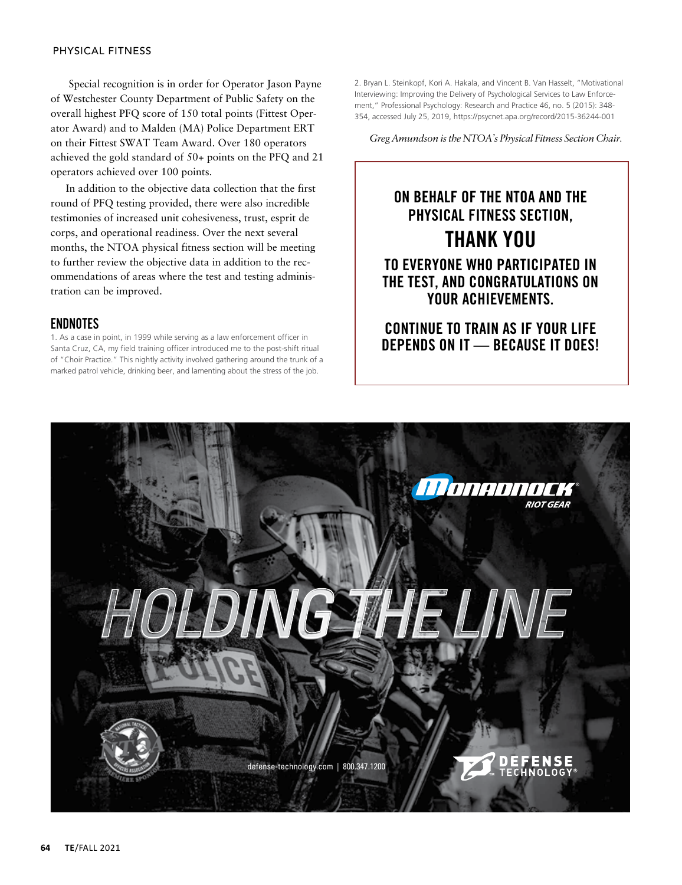Special recognition is in order for Operator Jason Payne of Westchester County Department of Public Safety on the overall highest PFQ score of 150 total points (Fittest Operator Award) and to Malden (MA) Police Department ERT on their Fittest SWAT Team Award. Over 180 operators achieved the gold standard of 50+ points on the PFQ and 21 operators achieved over 100 points.

In addition to the objective data collection that the first round of PFQ testing provided, there were also incredible testimonies of increased unit cohesiveness, trust, esprit de corps, and operational readiness. Over the next several months, the NTOA physical fitness section will be meeting to further review the objective data in addition to the recommendations of areas where the test and testing administration can be improved.

## ENDNOTES

1. As a case in point, in 1999 while serving as a law enforcement officer in Santa Cruz, CA, my field training officer introduced me to the post-shift ritual of "Choir Practice." This nightly activity involved gathering around the trunk of a marked patrol vehicle, drinking beer, and lamenting about the stress of the job.

2. Bryan L. Steinkopf, Kori A. Hakala, and Vincent B. Van Hasselt, "Motivational Interviewing: Improving the Delivery of Psychological Services to Law Enforcement," Professional Psychology: Research and Practice 46, no. 5 (2015): 348-354, accessed July 25, 2019, https://psycnet.apa.org/record/2015-36244-001

*Greg Amundson is the NTOA's Physical Fitness Section Chair.*

**ON BEHALF OF THE NTOA AND THE PHYSICAL FITNESS SECTION,**

**THANK YOU**

**TO EVERYONE WHO PARTICIPATED IN THE TEST, AND CONGRATULATIONS ON YOUR ACHIEVEMENTS.**

**CONTINUE TO TRAIN AS IF YOUR LIFE DEPENDS ON IT — BECAUSE IT DOES!**

MONADNOCK RIOT GEAR

HOLDING THE LINE

defense-technology.com | 800.347.1200

DEFENSE TECHNOLOGY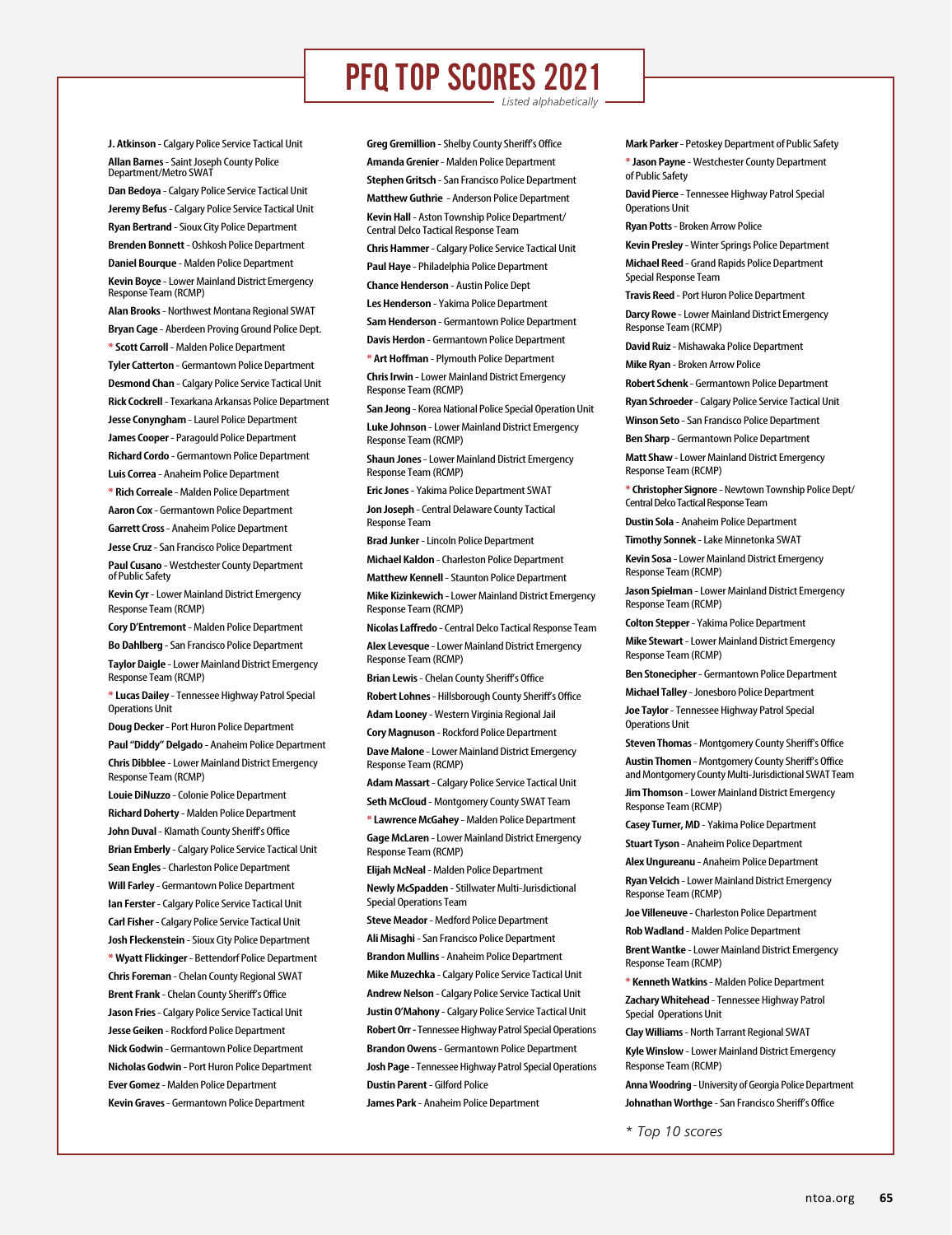# PFQ TOP SCORES 2021

*Listed alphabetically*

**J. Atkinson** - Calgary Police Service Tactical Unit

**Allan Barnes** - Saint Joseph County Police Department/Metro SWAT

**Dan Bedoya** - Calgary Police Service Tactical Unit

**Jeremy Befus** - Calgary Police Service Tactical Unit

**Ryan Bertrand** - Sioux City Police Department

**Brenden Bonnett** - Oshkosh Police Department

**Daniel Bourque** - Malden Police Department

**Kevin Boyce** - Lower Mainland District Emergency Response Team (RCMP)

**Alan Brooks** - Northwest Montana Regional SWAT

**Bryan Cage** - Aberdeen Proving Ground Police Dept.

* **Scott Carroll** - Malden Police Department

**Tyler Catterton** - Germantown Police Department

**Desmond Chan** - Calgary Police Service Tactical Unit

**Rick Cockrell** - Texarkana Arkansas Police Department

**Jesse Conyngham** - Laurel Police Department

**James Cooper** - Paragould Police Department

**Richard Cordo** - Germantown Police Department

**Luis Correa** - Anaheim Police Department

* **Rich Correale** - Malden Police Department

**Aaron Cox** - Germantown Police Department

**Garrett Cross** - Anaheim Police Department

**Jesse Cruz** - San Francisco Police Department

**Paul Cusano** - Westchester County Department of Public Safety

**Kevin Cyr** - Lower Mainland District Emergency Response Team (RCMP)

**Cory D'Entremont** - Malden Police Department

**Bo Dahlberg** - San Francisco Police Department

**Taylor Daigle** - Lower Mainland District Emergency Response Team (RCMP)

* **Lucas Dailey** - Tennessee Highway Patrol Special Operations Unit

**Doug Decker** - Port Huron Police Department

**Paul "Diddy" Delgado** - Anaheim Police Department

**Chris Dibblee** - Lower Mainland District Emergency Response Team (RCMP)

**Louie DiNuzzo** - Colonie Police Department

**Richard Doherty** - Malden Police Department

**John Duval** - Klamath County Sheriff's Office

**Brian Emberly** - Calgary Police Service Tactical Unit

**Sean Engles** - Charleston Police Department

**Will Farley** - Germantown Police Department

**Ian Ferster** - Calgary Police Service Tactical Unit

**Carl Fisher** - Calgary Police Service Tactical Unit

**Josh Fleckenstein** - Sioux City Police Department

* **Wyatt Flickinger** - Bettendorf Police Department

**Chris Foreman** - Chelan County Regional SWAT

**Brent Frank** - Chelan County Sheriff's Office

**Jason Fries** - Calgary Police Service Tactical Unit

**Jesse Geiken** - Rockford Police Department

**Nick Godwin** - Germantown Police Department

**Nicholas Godwin** - Port Huron Police Department

**Ever Gomez** - Malden Police Department

**Kevin Graves** - Germantown Police Department

**Greg Gremillion** - Shelby County Sheriff's Office

**Amanda Grenier** - Malden Police Department

**Stephen Gritsch** - San Francisco Police Department

**Matthew Guthrie** - Anderson Police Department

**Kevin Hall** - Aston Township Police Department/ Central Delco Tactical Response Team

**Chris Hammer** - Calgary Police Service Tactical Unit

**Paul Haye** - Philadelphia Police Department

**Chance Henderson** - Austin Police Dept

**Les Henderson** - Yakima Police Department

**Sam Henderson** - Germantown Police Department

**Davis Herdon** - Germantown Police Department

* **Art Hoffman** - Plymouth Police Department

**Chris Irwin** - Lower Mainland District Emergency Response Team (RCMP)

**San Jeong** - Korea National Police Special Operation Unit

**Luke Johnson** - Lower Mainland District Emergency Response Team (RCMP)

**Shaun Jones** - Lower Mainland District Emergency Response Team (RCMP)

**Eric Jones** - Yakima Police Department SWAT

**Jon Joseph** - Central Delaware County Tactical Response Team

**Brad Junker** - Lincoln Police Department

**Michael Kaldon** - Charleston Police Department

**Matthew Kennell** - Staunton Police Department

**Mike Kizinkewich** - Lower Mainland District Emergency Response Team (RCMP)

**Nicolas Laffredo** - Central Delco Tactical Response Team

**Alex Levesque** - Lower Mainland District Emergency Response Team (RCMP)

**Brian Lewis** - Chelan County Sheriff's Office

**Robert Lohnes** - Hillsborough County Sheriff's Office

**Adam Looney** - Western Virginia Regional Jail

**Cory Magnuson** - Rockford Police Department

**Dave Malone** - Lower Mainland District Emergency Response Team (RCMP)

**Adam Massart** - Calgary Police Service Tactical Unit

**Seth McCloud** - Montgomery County SWAT Team

* **Lawrence McGahey** - Malden Police Department

**Gage McLaren** - Lower Mainland District Emergency Response Team (RCMP)

**Elijah McNeal** - Malden Police Department

**Newly McSpadden** - Stillwater Multi-Jurisdictional Special Operations Team

**Steve Meador** - Medford Police Department

**Ali Misaghi** - San Francisco Police Department

**Brandon Mullins** - Anaheim Police Department

**Mike Muzechka** - Calgary Police Service Tactical Unit

**Andrew Nelson** - Calgary Police Service Tactical Unit

**Justin O'Mahony** - Calgary Police Service Tactical Unit

**Robert Orr** - Tennessee Highway Patrol Special Operations

**Brandon Owens** - Germantown Police Department

**Josh Page** - Tennessee Highway Patrol Special Operations

**Dustin Parent** - Gilford Police

**James Park** - Anaheim Police Department

**Mark Parker** - Petoskey Department of Public Safety

* **Jason Payne** - Westchester County Department of Public Safety

**David Pierce** - Tennessee Highway Patrol Special Operations Unit

**Ryan Potts** - Broken Arrow Police

**Kevin Presley** - Winter Springs Police Department

**Michael Reed** - Grand Rapids Police Department Special Response Team

**Travis Reed** - Port Huron Police Department

**Darcy Rowe** - Lower Mainland District Emergency Response Team (RCMP)

**David Ruiz** - Mishawaka Police Department

**Mike Ryan** - Broken Arrow Police

**Robert Schenk** - Germantown Police Department

**Ryan Schroeder** - Calgary Police Service Tactical Unit

**Winson Seto** - San Francisco Police Department

**Ben Sharp** - Germantown Police Department

**Matt Shaw** - Lower Mainland District Emergency Response Team (RCMP)

* **Christopher Signore** - Newtown Township Police Dept/ Central Delco Tactical Response Team

**Dustin Sola** - Anaheim Police Department

**Timothy Sonnek** - Lake Minnetonka SWAT

**Kevin Sosa** - Lower Mainland District Emergency Response Team (RCMP)

**Jason Spielman** - Lower Mainland District Emergency Response Team (RCMP)

**Colton Stepper** - Yakima Police Department

**Mike Stewart** - Lower Mainland District Emergency Response Team (RCMP)

**Ben Stonecipher** - Germantown Police Department

**Michael Talley** - Jonesboro Police Department

**Joe Taylor** - Tennessee Highway Patrol Special Operations Unit

**Steven Thomas** - Montgomery County Sheriff's Office

**Austin Thomen** - Montgomery County Sheriff's Office and Montgomery County Multi-Jurisdictional SWAT Team

**Jim Thomson** - Lower Mainland District Emergency Response Team (RCMP)

**Casey Turner, MD** - Yakima Police Department

**Stuart Tyson** - Anaheim Police Department

**Alex Ungureanu** - Anaheim Police Department

**Ryan Velcich** - Lower Mainland District Emergency Response Team (RCMP)

**Joe Villeneuve** - Charleston Police Department

**Rob Wadland** - Malden Police Department

**Brent Wantke** - Lower Mainland District Emergency Response Team (RCMP)

* **Kenneth Watkins** - Malden Police Department

**Zachary Whitehead** - Tennessee Highway Patrol Special Operations Unit

**Clay Williams** - North Tarrant Regional SWAT

**Kyle Winslow** - Lower Mainland District Emergency Response Team (RCMP)

**Anna Woodring** - University of Georgia Police Department

**Johnathan Worthge** - San Francisco Sheriff's Office

*\* Top 10 scores*